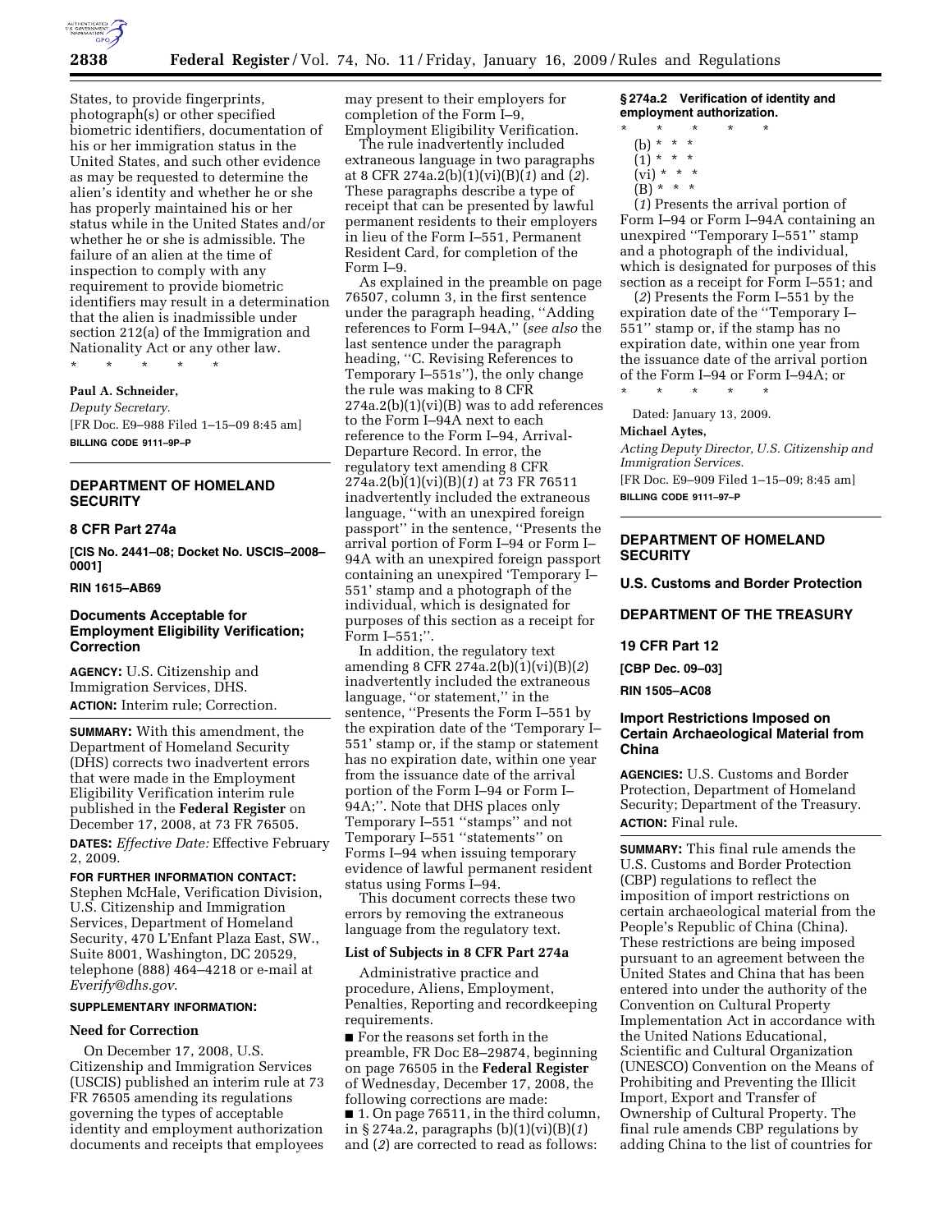States, to provide fingerprints, photograph(s) or other specified biometric identifiers, documentation of his or her immigration status in the United States, and such other evidence as may be requested to determine the alien's identity and whether he or she has properly maintained his or her status while in the United States and/or whether he or she is admissible. The failure of an alien at the time of inspection to comply with any requirement to provide biometric identifiers may result in a determination that the alien is inadmissible under section 212(a) of the Immigration and Nationality Act or any other law.

\* \* \* \* \*

**Paul A. Schneider,**

*Deputy Secretary.*

[FR Doc. E9–988 Filed 1–15–09 8:45 am]

**BILLING CODE 9111–9P–P**

---

## DEPARTMENT OF HOMELAND SECURITY

### 8 CFR Part 274a

**[CIS No. 2441–08; Docket No. USCIS–2008–0001]**

**RIN 1615–AB69**

### Documents Acceptable for Employment Eligibility Verification; Correction

**AGENCY:** U.S. Citizenship and Immigration Services, DHS.

**ACTION:** Interim rule; Correction.

**SUMMARY:** With this amendment, the Department of Homeland Security (DHS) corrects two inadvertent errors that were made in the Employment Eligibility Verification interim rule published in the **Federal Register** on December 17, 2008, at 73 FR 76505.

**DATES:** *Effective Date:* Effective February 2, 2009.

**FOR FURTHER INFORMATION CONTACT:** Stephen McHale, Verification Division, U.S. Citizenship and Immigration Services, Department of Homeland Security, 470 L'Enfant Plaza East, SW., Suite 8001, Washington, DC 20529, telephone (888) 464–4218 or e-mail at *Everify@dhs.gov*.

**SUPPLEMENTARY INFORMATION:**

#### Need for Correction

On December 17, 2008, U.S. Citizenship and Immigration Services (USCIS) published an interim rule at 73 FR 76505 amending its regulations governing the types of acceptable identity and employment authorization documents and receipts that employees may present to their employers for completion of the Form I–9, Employment Eligibility Verification.

The rule inadvertently included extraneous language in two paragraphs at 8 CFR 274a.2(b)(1)(vi)(B)(*1*) and (*2*). These paragraphs describe a type of receipt that can be presented by lawful permanent residents to their employers in lieu of the Form I–551, Permanent Resident Card, for completion of the Form I–9.

As explained in the preamble on page 76507, column 3, in the first sentence under the paragraph heading, ''Adding references to Form I–94A,'' (*see also* the last sentence under the paragraph heading, ''C. Revising References to Temporary I–551s''), the only change the rule was making to 8 CFR 274a.2(b)(1)(vi)(B) was to add references to the Form I–94A next to each reference to the Form I–94, Arrival-Departure Record. In error, the regulatory text amending 8 CFR 274a.2(b)(1)(vi)(B)(*1*) at 73 FR 76511 inadvertently included the extraneous language, ''with an unexpired foreign passport'' in the sentence, ''Presents the arrival portion of Form I–94 or Form I–94A with an unexpired foreign passport containing an unexpired 'Temporary I–551' stamp and a photograph of the individual, which is designated for purposes of this section as a receipt for Form I–551;''.

In addition, the regulatory text amending 8 CFR 274a.2(b)(1)(vi)(B)(*2*) inadvertently included the extraneous language, ''or statement,'' in the sentence, ''Presents the Form I–551 by the expiration date of the 'Temporary I–551' stamp or, if the stamp or statement has no expiration date, within one year from the issuance date of the arrival portion of the Form I–94 or Form I–94A;''. Note that DHS places only Temporary I–551 ''stamps'' and not Temporary I–551 ''statements'' on Forms I–94 when issuing temporary evidence of lawful permanent resident status using Forms I–94.

This document corrects these two errors by removing the extraneous language from the regulatory text.

#### List of Subjects in 8 CFR Part 274a

Administrative practice and procedure, Aliens, Employment, Penalties, Reporting and recordkeeping requirements.

■ For the reasons set forth in the preamble, FR Doc E8–29874, beginning on page 76505 in the **Federal Register** of Wednesday, December 17, 2008, the following corrections are made:

■ 1. On page 76511, in the third column, in § 274a.2, paragraphs (b)(1)(vi)(B)(*1*) and (*2*) are corrected to read as follows:

**§ 274a.2 Verification of identity and employment authorization.**

\* \* \* \* \*

(b) \* \* \*

(1) \* \* \*

(vi) \* \* \*

(B) \* \* \*

(*1*) Presents the arrival portion of Form I–94 or Form I–94A containing an unexpired ''Temporary I–551'' stamp and a photograph of the individual, which is designated for purposes of this section as a receipt for Form I–551; and

(*2*) Presents the Form I–551 by the expiration date of the ''Temporary I–551'' stamp or, if the stamp has no expiration date, within one year from the issuance date of the arrival portion of the Form I–94 or Form I–94A; or

\* \* \* \* \*

Dated: January 13, 2009.

**Michael Aytes,**

*Acting Deputy Director, U.S. Citizenship and Immigration Services.*

[FR Doc. E9–909 Filed 1–15–09; 8:45 am]

**BILLING CODE 9111–97–P**

---

## DEPARTMENT OF HOMELAND SECURITY

### U.S. Customs and Border Protection

## DEPARTMENT OF THE TREASURY

### 19 CFR Part 12

**[CBP Dec. 09–03]**

**RIN 1505–AC08**

### Import Restrictions Imposed on Certain Archaeological Material from China

**AGENCIES:** U.S. Customs and Border Protection, Department of Homeland Security; Department of the Treasury.

**ACTION:** Final rule.

**SUMMARY:** This final rule amends the U.S. Customs and Border Protection (CBP) regulations to reflect the imposition of import restrictions on certain archaeological material from the People's Republic of China (China). These restrictions are being imposed pursuant to an agreement between the United States and China that has been entered into under the authority of the Convention on Cultural Property Implementation Act in accordance with the United Nations Educational, Scientific and Cultural Organization (UNESCO) Convention on the Means of Prohibiting and Preventing the Illicit Import, Export and Transfer of Ownership of Cultural Property. The final rule amends CBP regulations by adding China to the list of countries for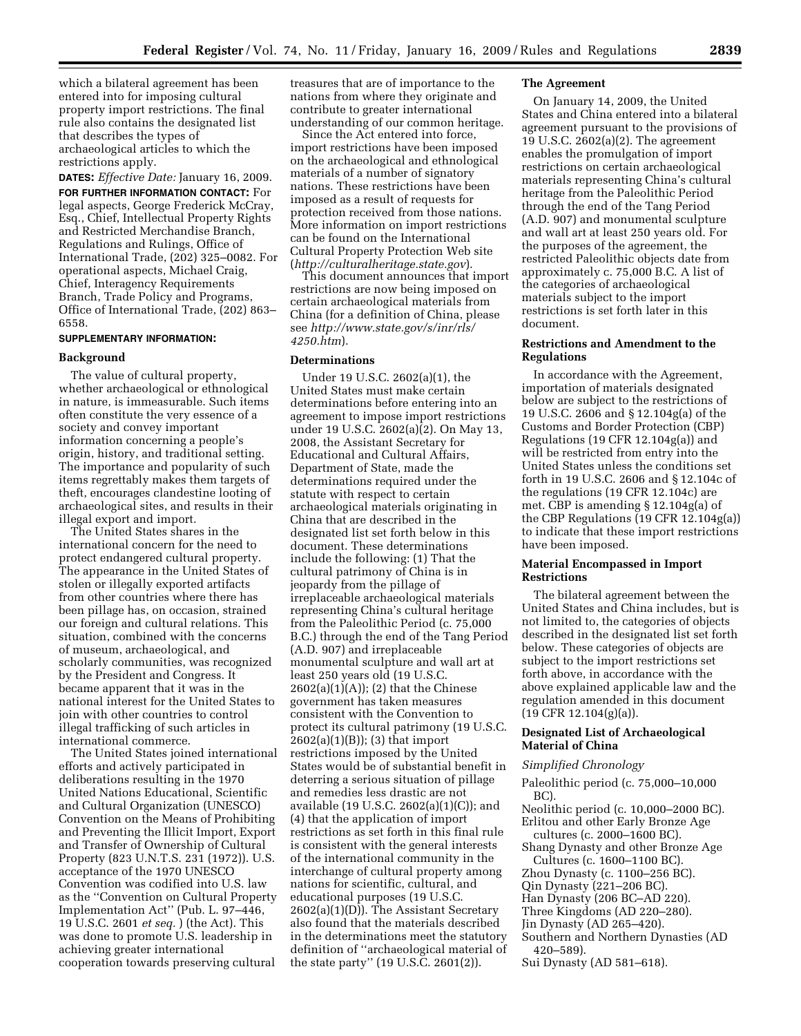which a bilateral agreement has been entered into for imposing cultural property import restrictions. The final rule also contains the designated list that describes the types of archaeological articles to which the restrictions apply.

**DATES:** *Effective Date:* January 16, 2009.

**FOR FURTHER INFORMATION CONTACT:** For legal aspects, George Frederick McCray, Esq., Chief, Intellectual Property Rights and Restricted Merchandise Branch, Regulations and Rulings, Office of International Trade, (202) 325–0082. For operational aspects, Michael Craig, Chief, Interagency Requirements Branch, Trade Policy and Programs, Office of International Trade, (202) 863–6558.

**SUPPLEMENTARY INFORMATION:**

## Background

The value of cultural property, whether archaeological or ethnological in nature, is immeasurable. Such items often constitute the very essence of a society and convey important information concerning a people's origin, history, and traditional setting. The importance and popularity of such items regrettably makes them targets of theft, encourages clandestine looting of archaeological sites, and results in their illegal export and import.

The United States shares in the international concern for the need to protect endangered cultural property. The appearance in the United States of stolen or illegally exported artifacts from other countries where there has been pillage has, on occasion, strained our foreign and cultural relations. This situation, combined with the concerns of museum, archaeological, and scholarly communities, was recognized by the President and Congress. It became apparent that it was in the national interest for the United States to join with other countries to control illegal trafficking of such articles in international commerce.

The United States joined international efforts and actively participated in deliberations resulting in the 1970 United Nations Educational, Scientific and Cultural Organization (UNESCO) Convention on the Means of Prohibiting and Preventing the Illicit Import, Export and Transfer of Ownership of Cultural Property (823 U.N.T.S. 231 (1972)). U.S. acceptance of the 1970 UNESCO Convention was codified into U.S. law as the "Convention on Cultural Property Implementation Act" (Pub. L. 97–446, 19 U.S.C. 2601 *et seq.* ) (the Act). This was done to promote U.S. leadership in achieving greater international cooperation towards preserving cultural treasures that are of importance to the nations from where they originate and contribute to greater international understanding of our common heritage.

Since the Act entered into force, import restrictions have been imposed on the archaeological and ethnological materials of a number of signatory nations. These restrictions have been imposed as a result of requests for protection received from those nations. More information on import restrictions can be found on the International Cultural Property Protection Web site (*http://culturalheritage.state.gov*).

This document announces that import restrictions are now being imposed on certain archaeological materials from China (for a definition of China, please see *http://www.state.gov/s/inr/rls/4250.htm*).

## Determinations

Under 19 U.S.C. 2602(a)(1), the United States must make certain determinations before entering into an agreement to impose import restrictions under 19 U.S.C. 2602(a)(2). On May 13, 2008, the Assistant Secretary for Educational and Cultural Affairs, Department of State, made the determinations required under the statute with respect to certain archaeological materials originating in China that are described in the designated list set forth below in this document. These determinations include the following: (1) That the cultural patrimony of China is in jeopardy from the pillage of irreplaceable archaeological materials representing China's cultural heritage from the Paleolithic Period (c. 75,000 B.C.) through the end of the Tang Period (A.D. 907) and irreplaceable monumental sculpture and wall art at least 250 years old (19 U.S.C. 2602(a)(1)(A)); (2) that the Chinese government has taken measures consistent with the Convention to protect its cultural patrimony (19 U.S.C. 2602(a)(1)(B)); (3) that import restrictions imposed by the United States would be of substantial benefit in deterring a serious situation of pillage and remedies less drastic are not available (19 U.S.C. 2602(a)(1)(C)); and (4) that the application of import restrictions as set forth in this final rule is consistent with the general interests of the international community in the interchange of cultural property among nations for scientific, cultural, and educational purposes (19 U.S.C. 2602(a)(1)(D)). The Assistant Secretary also found that the materials described in the determinations meet the statutory definition of "archaeological material of the state party" (19 U.S.C. 2601(2)).

## The Agreement

On January 14, 2009, the United States and China entered into a bilateral agreement pursuant to the provisions of 19 U.S.C. 2602(a)(2). The agreement enables the promulgation of import restrictions on certain archaeological materials representing China's cultural heritage from the Paleolithic Period through the end of the Tang Period (A.D. 907) and monumental sculpture and wall art at least 250 years old. For the purposes of the agreement, the restricted Paleolithic objects date from approximately c. 75,000 B.C. A list of the categories of archaeological materials subject to the import restrictions is set forth later in this document.

## Restrictions and Amendment to the Regulations

In accordance with the Agreement, importation of materials designated below are subject to the restrictions of 19 U.S.C. 2606 and § 12.104g(a) of the Customs and Border Protection (CBP) Regulations (19 CFR 12.104g(a)) and will be restricted from entry into the United States unless the conditions set forth in 19 U.S.C. 2606 and § 12.104c of the regulations (19 CFR 12.104c) are met. CBP is amending § 12.104g(a) of the CBP Regulations (19 CFR 12.104g(a)) to indicate that these import restrictions have been imposed.

## Material Encompassed in Import Restrictions

The bilateral agreement between the United States and China includes, but is not limited to, the categories of objects described in the designated list set forth below. These categories of objects are subject to the import restrictions set forth above, in accordance with the above explained applicable law and the regulation amended in this document (19 CFR 12.104(g)(a)).

## Designated List of Archaeological Material of China

*Simplified Chronology*

- Paleolithic period (c. 75,000–10,000 BC).
- Neolithic period (c. 10,000–2000 BC).
- Erlitou and other Early Bronze Age cultures (c. 2000–1600 BC).
- Shang Dynasty and other Bronze Age Cultures (c. 1600–1100 BC).
- Zhou Dynasty (c. 1100–256 BC).
- Qin Dynasty (221–206 BC).
- Han Dynasty (206 BC–AD 220).
- Three Kingdoms (AD 220–280).
- Jin Dynasty (AD 265–420).
- Southern and Northern Dynasties (AD 420–589).
- Sui Dynasty (AD 581–618).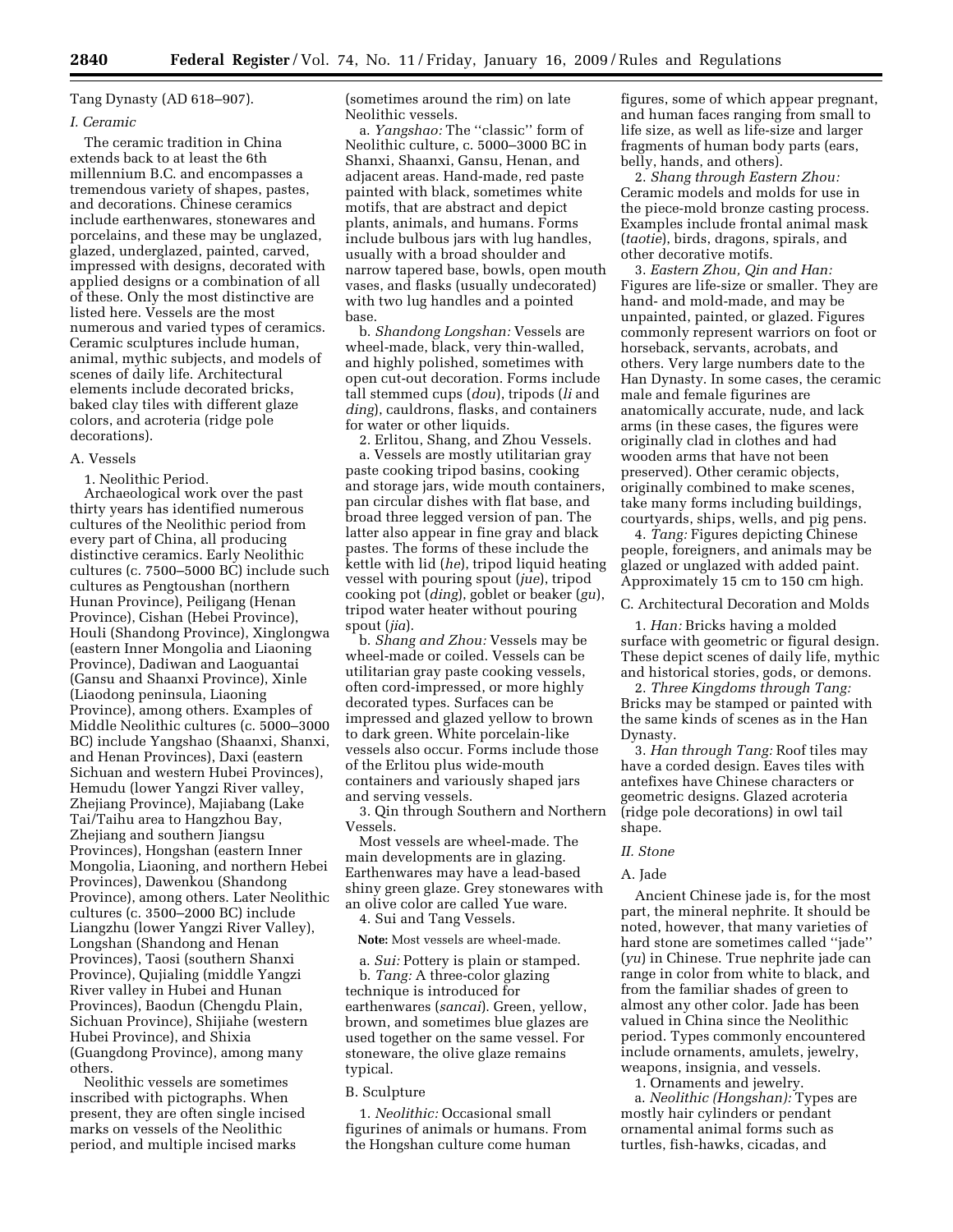Tang Dynasty (AD 618–907).

### *I. Ceramic*

The ceramic tradition in China extends back to at least the 6th millennium B.C. and encompasses a tremendous variety of shapes, pastes, and decorations. Chinese ceramics include earthenwares, stonewares and porcelains, and these may be unglazed, glazed, underglazed, painted, carved, impressed with designs, decorated with applied designs or a combination of all of these. Only the most distinctive are listed here. Vessels are the most numerous and varied types of ceramics. Ceramic sculptures include human, animal, mythic subjects, and models of scenes of daily life. Architectural elements include decorated bricks, baked clay tiles with different glaze colors, and acroteria (ridge pole decorations).

A. Vessels

1. Neolithic Period.

Archaeological work over the past thirty years has identified numerous cultures of the Neolithic period from every part of China, all producing distinctive ceramics. Early Neolithic cultures (c. 7500–5000 BC) include such cultures as Pengtoushan (northern Hunan Province), Peiligang (Henan Province), Cishan (Hebei Province), Houli (Shandong Province), Xinglongwa (eastern Inner Mongolia and Liaoning Province), Dadiwan and Laoguantai (Gansu and Shaanxi Province), Xinle (Liaodong peninsula, Liaoning Province), among others. Examples of Middle Neolithic cultures (c. 5000–3000 BC) include Yangshao (Shaanxi, Shanxi, and Henan Provinces), Daxi (eastern Sichuan and western Hubei Provinces), Hemudu (lower Yangzi River valley, Zhejiang Province), Majiabang (Lake Tai/Taihu area to Hangzhou Bay, Zhejiang and southern Jiangsu Provinces), Hongshan (eastern Inner Mongolia, Liaoning, and northern Hebei Provinces), Dawenkou (Shandong Province), among others. Later Neolithic cultures (c. 3500–2000 BC) include Liangzhu (lower Yangzi River Valley), Longshan (Shandong and Henan Provinces), Taosi (southern Shanxi Province), Qujialing (middle Yangzi River valley in Hubei and Hunan Provinces), Baodun (Chengdu Plain, Sichuan Province), Shijiahe (western Hubei Province), and Shixia (Guangdong Province), among many others.

Neolithic vessels are sometimes inscribed with pictographs. When present, they are often single incised marks on vessels of the Neolithic period, and multiple incised marks (sometimes around the rim) on late Neolithic vessels.

a. *Yangshao:* The ''classic'' form of Neolithic culture, c. 5000–3000 BC in Shanxi, Shaanxi, Gansu, Henan, and adjacent areas. Hand-made, red paste painted with black, sometimes white motifs, that are abstract and depict plants, animals, and humans. Forms include bulbous jars with lug handles, usually with a broad shoulder and narrow tapered base, bowls, open mouth vases, and flasks (usually undecorated) with two lug handles and a pointed base.

b. *Shandong Longshan:* Vessels are wheel-made, black, very thin-walled, and highly polished, sometimes with open cut-out decoration. Forms include tall stemmed cups (*dou*), tripods (*li* and *ding*), cauldrons, flasks, and containers for water or other liquids.

2. Erlitou, Shang, and Zhou Vessels.

a. Vessels are mostly utilitarian gray paste cooking tripod basins, cooking and storage jars, wide mouth containers, pan circular dishes with flat base, and broad three legged version of pan. The latter also appear in fine gray and black pastes. The forms of these include the kettle with lid (*he*), tripod liquid heating vessel with pouring spout (*jue*), tripod cooking pot (*ding*), goblet or beaker (*gu*), tripod water heater without pouring spout (*jia*).

b. *Shang and Zhou:* Vessels may be wheel-made or coiled. Vessels can be utilitarian gray paste cooking vessels, often cord-impressed, or more highly decorated types. Surfaces can be impressed and glazed yellow to brown to dark green. White porcelain-like vessels also occur. Forms include those of the Erlitou plus wide-mouth containers and variously shaped jars and serving vessels.

3. Qin through Southern and Northern Vessels.

Most vessels are wheel-made. The main developments are in glazing. Earthenwares may have a lead-based shiny green glaze. Grey stonewares with an olive color are called Yue ware.

4. Sui and Tang Vessels.

**Note:** Most vessels are wheel-made.

a. *Sui:* Pottery is plain or stamped.

b. *Tang:* A three-color glazing technique is introduced for earthenwares (*sancai*). Green, yellow, brown, and sometimes blue glazes are used together on the same vessel. For stoneware, the olive glaze remains typical.

B. Sculpture

1. *Neolithic:* Occasional small figurines of animals or humans. From the Hongshan culture come human figures, some of which appear pregnant, and human faces ranging from small to life size, as well as life-size and larger fragments of human body parts (ears, belly, hands, and others).

2. *Shang through Eastern Zhou:* Ceramic models and molds for use in the piece-mold bronze casting process. Examples include frontal animal mask (*taotie*), birds, dragons, spirals, and other decorative motifs.

3. *Eastern Zhou, Qin and Han:* Figures are life-size or smaller. They are hand- and mold-made, and may be unpainted, painted, or glazed. Figures commonly represent warriors on foot or horseback, servants, acrobats, and others. Very large numbers date to the Han Dynasty. In some cases, the ceramic male and female figurines are anatomically accurate, nude, and lack arms (in these cases, the figures were originally clad in clothes and had wooden arms that have not been preserved). Other ceramic objects, originally combined to make scenes, take many forms including buildings, courtyards, ships, wells, and pig pens.

4. *Tang:* Figures depicting Chinese people, foreigners, and animals may be glazed or unglazed with added paint. Approximately 15 cm to 150 cm high.

C. Architectural Decoration and Molds

1. *Han:* Bricks having a molded surface with geometric or figural design. These depict scenes of daily life, mythic and historical stories, gods, or demons.

2. *Three Kingdoms through Tang:* Bricks may be stamped or painted with the same kinds of scenes as in the Han Dynasty.

3. *Han through Tang:* Roof tiles may have a corded design. Eaves tiles with antefixes have Chinese characters or geometric designs. Glazed acroteria (ridge pole decorations) in owl tail shape.

### *II. Stone*

A. Jade

Ancient Chinese jade is, for the most part, the mineral nephrite. It should be noted, however, that many varieties of hard stone are sometimes called ''jade'' (*yu*) in Chinese. True nephrite jade can range in color from white to black, and from the familiar shades of green to almost any other color. Jade has been valued in China since the Neolithic period. Types commonly encountered include ornaments, amulets, jewelry, weapons, insignia, and vessels.

1. Ornaments and jewelry.

a. *Neolithic (Hongshan):* Types are mostly hair cylinders or pendant ornamental animal forms such as turtles, fish-hawks, cicadas, and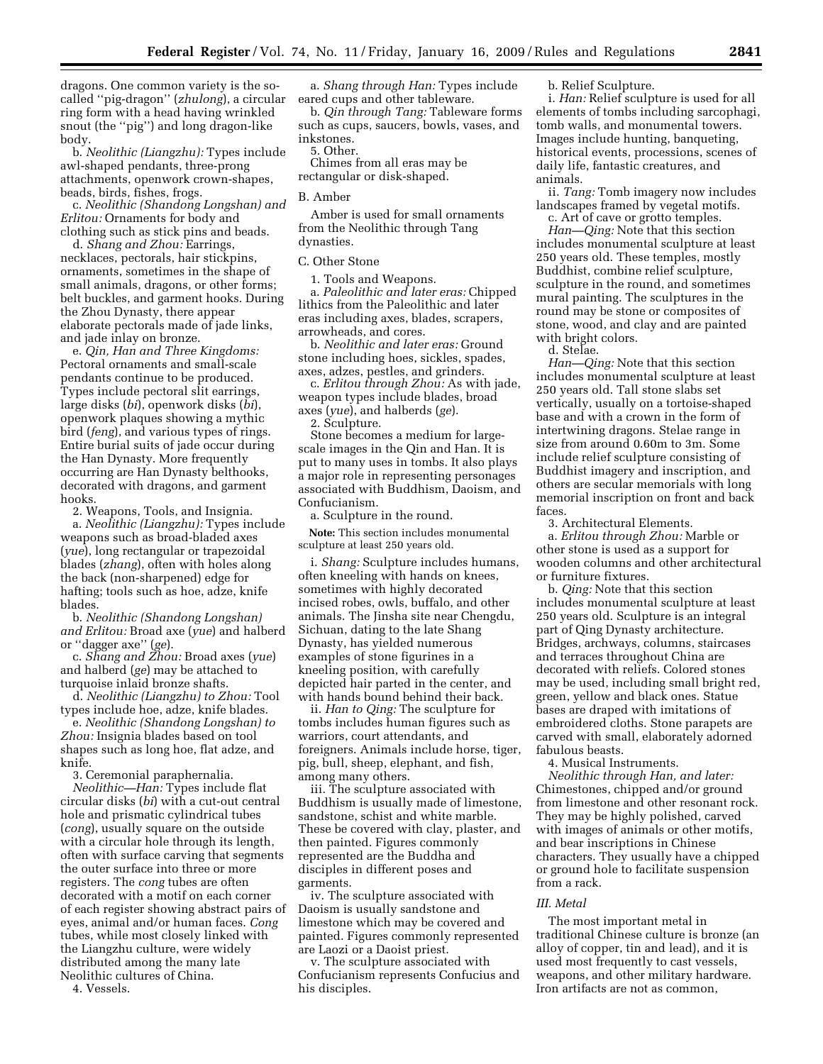dragons. One common variety is the so-called ''pig-dragon'' (*zhulong*), a circular ring form with a head having wrinkled snout (the ''pig'') and long dragon-like body.

b. *Neolithic (Liangzhu):* Types include awl-shaped pendants, three-prong attachments, openwork crown-shapes, beads, birds, fishes, frogs.

c. *Neolithic (Shandong Longshan) and Erlitou:* Ornaments for body and clothing such as stick pins and beads.

d. *Shang and Zhou:* Earrings, necklaces, pectorals, hair stickpins, ornaments, sometimes in the shape of small animals, dragons, or other forms; belt buckles, and garment hooks. During the Zhou Dynasty, there appear elaborate pectorals made of jade links, and jade inlay on bronze.

e. *Qin, Han and Three Kingdoms:* Pectoral ornaments and small-scale pendants continue to be produced. Types include pectoral slit earrings, large disks (*bi*), openwork disks (*bi*), openwork plaques showing a mythic bird (*feng*), and various types of rings. Entire burial suits of jade occur during the Han Dynasty. More frequently occurring are Han Dynasty belthooks, decorated with dragons, and garment hooks.

2. Weapons, Tools, and Insignia.

a. *Neolithic (Liangzhu):* Types include weapons such as broad-bladed axes (*yue*), long rectangular or trapezoidal blades (*zhang*), often with holes along the back (non-sharpened) edge for hafting; tools such as hoe, adze, knife blades.

b. *Neolithic (Shandong Longshan) and Erlitou:* Broad axe (*yue*) and halberd or ''dagger axe'' (*ge*).

c. *Shang and Zhou:* Broad axes (*yue*) and halberd (*ge*) may be attached to turquoise inlaid bronze shafts.

d. *Neolithic (Liangzhu) to Zhou:* Tool types include hoe, adze, knife blades.

e. *Neolithic (Shandong Longshan) to Zhou:* Insignia blades based on tool shapes such as long hoe, flat adze, and knife.

3. Ceremonial paraphernalia.

*Neolithic—Han:* Types include flat circular disks (*bi*) with a cut-out central hole and prismatic cylindrical tubes (*cong*), usually square on the outside with a circular hole through its length, often with surface carving that segments the outer surface into three or more registers. The *cong* tubes are often decorated with a motif on each corner of each register showing abstract pairs of eyes, animal and/or human faces. *Cong* tubes, while most closely linked with the Liangzhu culture, were widely distributed among the many late Neolithic cultures of China.

4. Vessels.

a. *Shang through Han:* Types include eared cups and other tableware.

b. *Qin through Tang:* Tableware forms such as cups, saucers, bowls, vases, and inkstones.

5. Other.

Chimes from all eras may be rectangular or disk-shaped.

B. Amber

Amber is used for small ornaments from the Neolithic through Tang dynasties.

C. Other Stone

1. Tools and Weapons.

a. *Paleolithic and later eras:* Chipped lithics from the Paleolithic and later eras including axes, blades, scrapers, arrowheads, and cores.

b. *Neolithic and later eras:* Ground stone including hoes, sickles, spades, axes, adzes, pestles, and grinders.

c. *Erlitou through Zhou:* As with jade, weapon types include blades, broad axes (*yue*), and halberds (*ge*).

2. Sculpture.

Stone becomes a medium for large-scale images in the Qin and Han. It is put to many uses in tombs. It also plays a major role in representing personages associated with Buddhism, Daoism, and Confucianism.

a. Sculpture in the round.

**Note:** This section includes monumental sculpture at least 250 years old.

i. *Shang:* Sculpture includes humans, often kneeling with hands on knees, sometimes with highly decorated incised robes, owls, buffalo, and other animals. The Jinsha site near Chengdu, Sichuan, dating to the late Shang Dynasty, has yielded numerous examples of stone figurines in a kneeling position, with carefully depicted hair parted in the center, and with hands bound behind their back.

ii. *Han to Qing:* The sculpture for tombs includes human figures such as warriors, court attendants, and foreigners. Animals include horse, tiger, pig, bull, sheep, elephant, and fish, among many others.

iii. The sculpture associated with Buddhism is usually made of limestone, sandstone, schist and white marble. These be covered with clay, plaster, and then painted. Figures commonly represented are the Buddha and disciples in different poses and garments.

iv. The sculpture associated with Daoism is usually sandstone and limestone which may be covered and painted. Figures commonly represented are Laozi or a Daoist priest.

v. The sculpture associated with Confucianism represents Confucius and his disciples.

b. Relief Sculpture.

i. *Han:* Relief sculpture is used for all elements of tombs including sarcophagi, tomb walls, and monumental towers. Images include hunting, banqueting, historical events, processions, scenes of daily life, fantastic creatures, and animals.

ii. *Tang:* Tomb imagery now includes landscapes framed by vegetal motifs.

c. Art of cave or grotto temples.

*Han—Qing:* Note that this section includes monumental sculpture at least 250 years old. These temples, mostly Buddhist, combine relief sculpture, sculpture in the round, and sometimes mural painting. The sculptures in the round may be stone or composites of stone, wood, and clay and are painted with bright colors.

d. Stelae.

*Han—Qing:* Note that this section includes monumental sculpture at least 250 years old. Tall stone slabs set vertically, usually on a tortoise-shaped base and with a crown in the form of intertwining dragons. Stelae range in size from around 0.60m to 3m. Some include relief sculpture consisting of Buddhist imagery and inscription, and others are secular memorials with long memorial inscription on front and back faces.

3. Architectural Elements.

a. *Erlitou through Zhou:* Marble or other stone is used as a support for wooden columns and other architectural or furniture fixtures.

b. *Qing:* Note that this section includes monumental sculpture at least 250 years old. Sculpture is an integral part of Qing Dynasty architecture. Bridges, archways, columns, staircases and terraces throughout China are decorated with reliefs. Colored stones may be used, including small bright red, green, yellow and black ones. Statue bases are draped with imitations of embroidered cloths. Stone parapets are carved with small, elaborately adorned fabulous beasts.

4. Musical Instruments.

*Neolithic through Han, and later:* Chimestones, chipped and/or ground from limestone and other resonant rock. They may be highly polished, carved with images of animals or other motifs, and bear inscriptions in Chinese characters. They usually have a chipped or ground hole to facilitate suspension from a rack.

### *III. Metal*

The most important metal in traditional Chinese culture is bronze (an alloy of copper, tin and lead), and it is used most frequently to cast vessels, weapons, and other military hardware. Iron artifacts are not as common,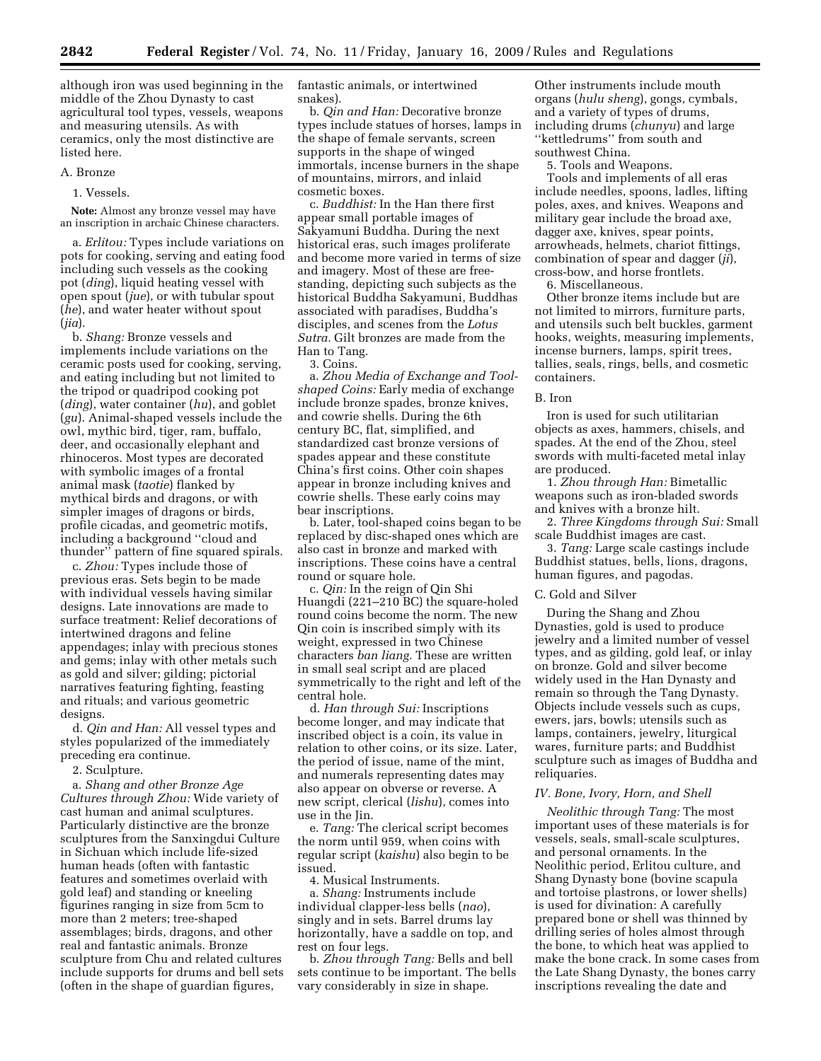although iron was used beginning in the middle of the Zhou Dynasty to cast agricultural tool types, vessels, weapons and measuring utensils. As with ceramics, only the most distinctive are listed here.

A. Bronze

1. Vessels.

**Note:** Almost any bronze vessel may have an inscription in archaic Chinese characters.

a. *Erlitou:* Types include variations on pots for cooking, serving and eating food including such vessels as the cooking pot (*ding*), liquid heating vessel with open spout (*jue*), or with tubular spout (*he*), and water heater without spout (*jia*).

b. *Shang:* Bronze vessels and implements include variations on the ceramic posts used for cooking, serving, and eating including but not limited to the tripod or quadripod cooking pot (*ding*), water container (*hu*), and goblet (*gu*). Animal-shaped vessels include the owl, mythic bird, tiger, ram, buffalo, deer, and occasionally elephant and rhinoceros. Most types are decorated with symbolic images of a frontal animal mask (*taotie*) flanked by mythical birds and dragons, or with simpler images of dragons or birds, profile cicadas, and geometric motifs, including a background ''cloud and thunder'' pattern of fine squared spirals.

c. *Zhou:* Types include those of previous eras. Sets begin to be made with individual vessels having similar designs. Late innovations are made to surface treatment: Relief decorations of intertwined dragons and feline appendages; inlay with precious stones and gems; inlay with other metals such as gold and silver; gilding; pictorial narratives featuring fighting, feasting and rituals; and various geometric designs.

d. *Qin and Han:* All vessel types and styles popularized of the immediately preceding era continue.

2. Sculpture.

a. *Shang and other Bronze Age Cultures through Zhou:* Wide variety of cast human and animal sculptures. Particularly distinctive are the bronze sculptures from the Sanxingdui Culture in Sichuan which include life-sized human heads (often with fantastic features and sometimes overlaid with gold leaf) and standing or kneeling figurines ranging in size from 5cm to more than 2 meters; tree-shaped assemblages; birds, dragons, and other real and fantastic animals. Bronze sculpture from Chu and related cultures include supports for drums and bell sets (often in the shape of guardian figures, fantastic animals, or intertwined snakes).

b. *Qin and Han:* Decorative bronze types include statues of horses, lamps in the shape of female servants, screen supports in the shape of winged immortals, incense burners in the shape of mountains, mirrors, and inlaid cosmetic boxes.

c. *Buddhist:* In the Han there first appear small portable images of Sakyamuni Buddha. During the next historical eras, such images proliferate and become more varied in terms of size and imagery. Most of these are free-standing, depicting such subjects as the historical Buddha Sakyamuni, Buddhas associated with paradises, Buddha's disciples, and scenes from the *Lotus Sutra.* Gilt bronzes are made from the Han to Tang.

3. Coins.

a. *Zhou Media of Exchange and Tool-shaped Coins:* Early media of exchange include bronze spades, bronze knives, and cowrie shells. During the 6th century BC, flat, simplified, and standardized cast bronze versions of spades appear and these constitute China's first coins. Other coin shapes appear in bronze including knives and cowrie shells. These early coins may bear inscriptions.

b. Later, tool-shaped coins began to be replaced by disc-shaped ones which are also cast in bronze and marked with inscriptions. These coins have a central round or square hole.

c. *Qin:* In the reign of Qin Shi Huangdi (221–210 BC) the square-holed round coins become the norm. The new Qin coin is inscribed simply with its weight, expressed in two Chinese characters *ban liang.* These are written in small seal script and are placed symmetrically to the right and left of the central hole.

d. *Han through Sui:* Inscriptions become longer, and may indicate that inscribed object is a coin, its value in relation to other coins, or its size. Later, the period of issue, name of the mint, and numerals representing dates may also appear on obverse or reverse. A new script, clerical (*lishu*), comes into use in the Jin.

e. *Tang:* The clerical script becomes the norm until 959, when coins with regular script (*kaishu*) also begin to be issued.

4. Musical Instruments.

a. *Shang:* Instruments include individual clapper-less bells (*nao*), singly and in sets. Barrel drums lay horizontally, have a saddle on top, and rest on four legs.

b. *Zhou through Tang:* Bells and bell sets continue to be important. The bells vary considerably in size in shape. Other instruments include mouth organs (*hulu sheng*), gongs, cymbals, and a variety of types of drums, including drums (*chunyu*) and large ''kettledrums'' from south and southwest China.

5. Tools and Weapons.

Tools and implements of all eras include needles, spoons, ladles, lifting poles, axes, and knives. Weapons and military gear include the broad axe, dagger axe, knives, spear points, arrowheads, helmets, chariot fittings, combination of spear and dagger (*ji*), cross-bow, and horse frontlets.

6. Miscellaneous.

Other bronze items include but are not limited to mirrors, furniture parts, and utensils such belt buckles, garment hooks, weights, measuring implements, incense burners, lamps, spirit trees, tallies, seals, rings, bells, and cosmetic containers.

B. Iron

Iron is used for such utilitarian objects as axes, hammers, chisels, and spades. At the end of the Zhou, steel swords with multi-faceted metal inlay are produced.

1. *Zhou through Han:* Bimetallic weapons such as iron-bladed swords and knives with a bronze hilt.

2. *Three Kingdoms through Sui:* Small scale Buddhist images are cast.

3. *Tang:* Large scale castings include Buddhist statues, bells, lions, dragons, human figures, and pagodas.

C. Gold and Silver

During the Shang and Zhou Dynasties, gold is used to produce jewelry and a limited number of vessel types, and as gilding, gold leaf, or inlay on bronze. Gold and silver become widely used in the Han Dynasty and remain so through the Tang Dynasty. Objects include vessels such as cups, ewers, jars, bowls; utensils such as lamps, containers, jewelry, liturgical wares, furniture parts; and Buddhist sculpture such as images of Buddha and reliquaries.

*IV. Bone, Ivory, Horn, and Shell*

*Neolithic through Tang:* The most important uses of these materials is for vessels, seals, small-scale sculptures, and personal ornaments. In the Neolithic period, Erlitou culture, and Shang Dynasty bone (bovine scapula and tortoise plastrons, or lower shells) is used for divination: A carefully prepared bone or shell was thinned by drilling series of holes almost through the bone, to which heat was applied to make the bone crack. In some cases from the Late Shang Dynasty, the bones carry inscriptions revealing the date and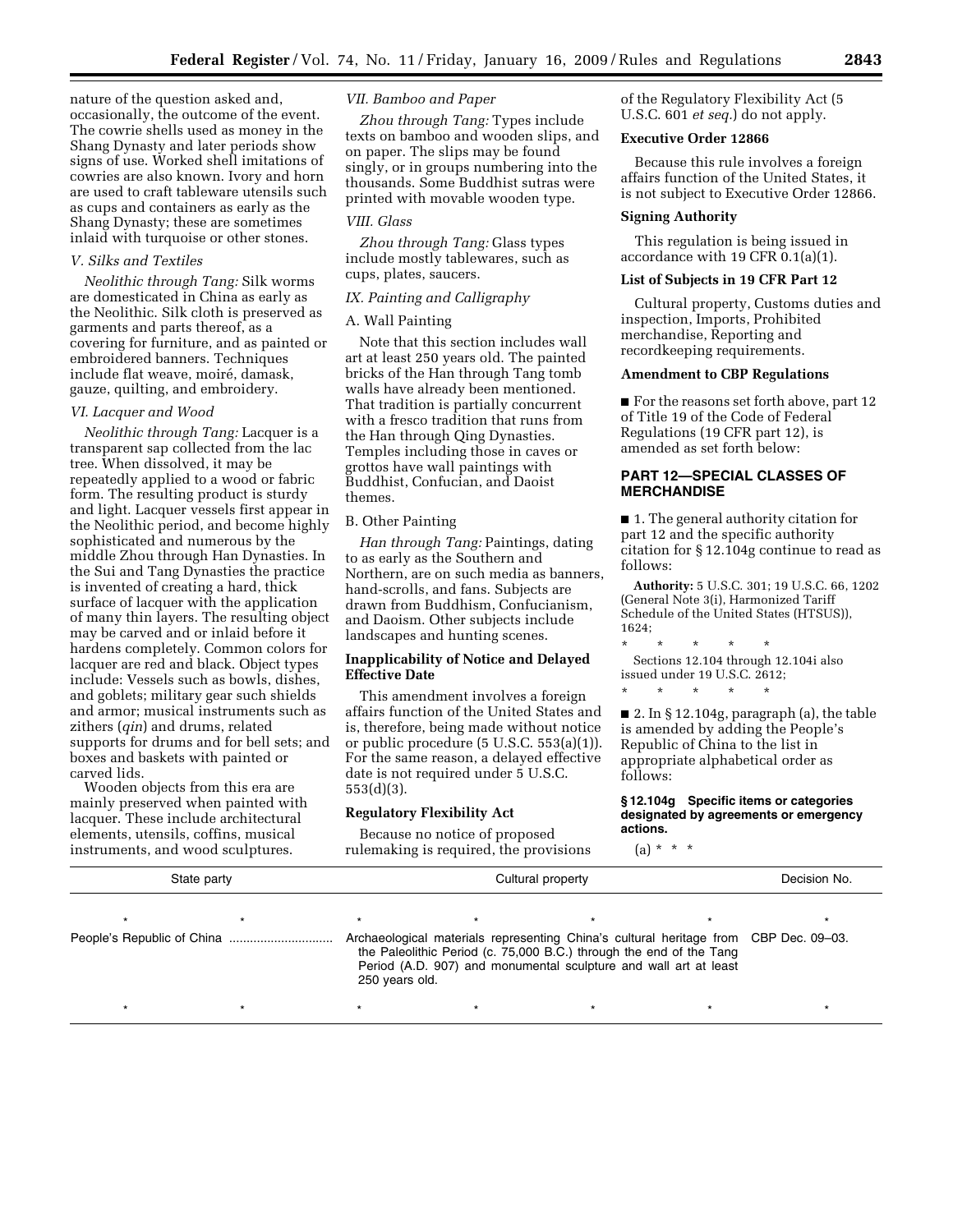nature of the question asked and, occasionally, the outcome of the event. The cowrie shells used as money in the Shang Dynasty and later periods show signs of use. Worked shell imitations of cowries are also known. Ivory and horn are used to craft tableware utensils such as cups and containers as early as the Shang Dynasty; these are sometimes inlaid with turquoise or other stones.

*V. Silks and Textiles*

*Neolithic through Tang:* Silk worms are domesticated in China as early as the Neolithic. Silk cloth is preserved as garments and parts thereof, as a covering for furniture, and as painted or embroidered banners. Techniques include flat weave, moiré, damask, gauze, quilting, and embroidery.

*VI. Lacquer and Wood*

*Neolithic through Tang:* Lacquer is a transparent sap collected from the lac tree. When dissolved, it may be repeatedly applied to a wood or fabric form. The resulting product is sturdy and light. Lacquer vessels first appear in the Neolithic period, and become highly sophisticated and numerous by the middle Zhou through Han Dynasties. In the Sui and Tang Dynasties the practice is invented of creating a hard, thick surface of lacquer with the application of many thin layers. The resulting object may be carved and or inlaid before it hardens completely. Common colors for lacquer are red and black. Object types include: Vessels such as bowls, dishes, and goblets; military gear such shields and armor; musical instruments such as zithers (*qin*) and drums, related supports for drums and for bell sets; and boxes and baskets with painted or carved lids.

Wooden objects from this era are mainly preserved when painted with lacquer. These include architectural elements, utensils, coffins, musical instruments, and wood sculptures.

*VII. Bamboo and Paper*

*Zhou through Tang:* Types include texts on bamboo and wooden slips, and on paper. The slips may be found singly, or in groups numbering into the thousands. Some Buddhist sutras were printed with movable wooden type.

*VIII. Glass*

*Zhou through Tang:* Glass types include mostly tablewares, such as cups, plates, saucers.

*IX. Painting and Calligraphy*

A. Wall Painting

Note that this section includes wall art at least 250 years old. The painted bricks of the Han through Tang tomb walls have already been mentioned. That tradition is partially concurrent with a fresco tradition that runs from the Han through Qing Dynasties. Temples including those in caves or grottos have wall paintings with Buddhist, Confucian, and Daoist themes.

B. Other Painting

*Han through Tang:* Paintings, dating to as early as the Southern and Northern, are on such media as banners, hand-scrolls, and fans. Subjects are drawn from Buddhism, Confucianism, and Daoism. Other subjects include landscapes and hunting scenes.

**Inapplicability of Notice and Delayed Effective Date**

This amendment involves a foreign affairs function of the United States and is, therefore, being made without notice or public procedure (5 U.S.C. 553(a)(1)). For the same reason, a delayed effective date is not required under 5 U.S.C. 553(d)(3).

**Regulatory Flexibility Act**

Because no notice of proposed rulemaking is required, the provisions of the Regulatory Flexibility Act (5 U.S.C. 601 *et seq.*) do not apply.

**Executive Order 12866**

Because this rule involves a foreign affairs function of the United States, it is not subject to Executive Order 12866.

**Signing Authority**

This regulation is being issued in accordance with 19 CFR 0.1(a)(1).

**List of Subjects in 19 CFR Part 12**

Cultural property, Customs duties and inspection, Imports, Prohibited merchandise, Reporting and recordkeeping requirements.

**Amendment to CBP Regulations**

■ For the reasons set forth above, part 12 of Title 19 of the Code of Federal Regulations (19 CFR part 12), is amended as set forth below:

## PART 12—SPECIAL CLASSES OF MERCHANDISE

■ 1. The general authority citation for part 12 and the specific authority citation for § 12.104g continue to read as follows:

**Authority:** 5 U.S.C. 301; 19 U.S.C. 66, 1202 (General Note 3(i), Harmonized Tariff Schedule of the United States (HTSUS)), 1624;

\* \* \* \* \*

Sections 12.104 through 12.104i also issued under 19 U.S.C. 2612;

\* \* \* \* \*

■ 2. In § 12.104g, paragraph (a), the table is amended by adding the People's Republic of China to the list in appropriate alphabetical order as follows:

**§ 12.104g Specific items or categories designated by agreements or emergency actions.**

(a) \* \* \*

| State party | Cultural property | Decision No. |
|---|---|---|
| \* \* | \* \* \* \* | \* |
| People's Republic of China | Archaeological materials representing China's cultural heritage from the Paleolithic Period (c. 75,000 B.C.) through the end of the Tang Period (A.D. 907) and monumental sculpture and wall art at least 250 years old. | CBP Dec. 09–03. |
| \* \* | \* \* \* \* | \* |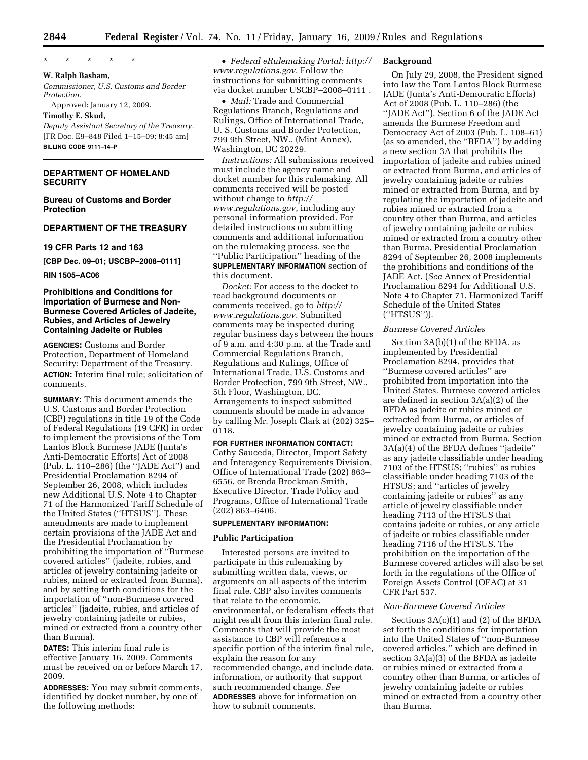\* \* \* \* \*

**W. Ralph Basham,**

*Commissioner, U.S. Customs and Border Protection.*

Approved: January 12, 2009.

**Timothy E. Skud,**

*Deputy Assistant Secretary of the Treasury.*

[FR Doc. E9–848 Filed 1–15–09; 8:45 am]

**BILLING CODE 9111–14–P**

## DEPARTMENT OF HOMELAND SECURITY

### Bureau of Customs and Border Protection

## DEPARTMENT OF THE TREASURY

### 19 CFR Parts 12 and 163

**[CBP Dec. 09–01; USCBP–2008–0111]**

**RIN 1505–AC06**

### Prohibitions and Conditions for Importation of Burmese and Non-Burmese Covered Articles of Jadeite, Rubies, and Articles of Jewelry Containing Jadeite or Rubies

**AGENCIES:** Customs and Border Protection, Department of Homeland Security; Department of the Treasury.

**ACTION:** Interim final rule; solicitation of comments.

**SUMMARY:** This document amends the U.S. Customs and Border Protection (CBP) regulations in title 19 of the Code of Federal Regulations (19 CFR) in order to implement the provisions of the Tom Lantos Block Burmese JADE (Junta's Anti-Democratic Efforts) Act of 2008 (Pub. L. 110–286) (the ''JADE Act'') and Presidential Proclamation 8294 of September 26, 2008, which includes new Additional U.S. Note 4 to Chapter 71 of the Harmonized Tariff Schedule of the United States (''HTSUS''). These amendments are made to implement certain provisions of the JADE Act and the Presidential Proclamation by prohibiting the importation of ''Burmese covered articles'' (jadeite, rubies, and articles of jewelry containing jadeite or rubies, mined or extracted from Burma), and by setting forth conditions for the importation of ''non-Burmese covered articles'' (jadeite, rubies, and articles of jewelry containing jadeite or rubies, mined or extracted from a country other than Burma).

**DATES:** This interim final rule is effective January 16, 2009. Comments must be received on or before March 17, 2009.

**ADDRESSES:** You may submit comments, identified by docket number, by one of the following methods:

- *Federal eRulemaking Portal: http://www.regulations.gov*. Follow the instructions for submitting comments via docket number USCBP–2008–0111 .
- *Mail:* Trade and Commercial Regulations Branch, Regulations and Rulings, Office of International Trade, U. S. Customs and Border Protection, 799 9th Street, NW., (Mint Annex), Washington, DC 20229.

*Instructions:* All submissions received must include the agency name and docket number for this rulemaking. All comments received will be posted without change to *http://www.regulations.gov*, including any personal information provided. For detailed instructions on submitting comments and additional information on the rulemaking process, see the ''Public Participation'' heading of the **SUPPLEMENTARY INFORMATION** section of this document.

*Docket:* For access to the docket to read background documents or comments received, go to *http://www.regulations.gov*. Submitted comments may be inspected during regular business days between the hours of 9 a.m. and 4:30 p.m. at the Trade and Commercial Regulations Branch, Regulations and Rulings, Office of International Trade, U.S. Customs and Border Protection, 799 9th Street, NW., 5th Floor, Washington, DC. Arrangements to inspect submitted comments should be made in advance by calling Mr. Joseph Clark at (202) 325–0118.

**FOR FURTHER INFORMATION CONTACT:** Cathy Sauceda, Director, Import Safety and Interagency Requirements Division, Office of International Trade (202) 863–6556, or Brenda Brockman Smith, Executive Director, Trade Policy and Programs, Office of International Trade (202) 863–6406.

**SUPPLEMENTARY INFORMATION:**

### Public Participation

Interested persons are invited to participate in this rulemaking by submitting written data, views, or arguments on all aspects of the interim final rule. CBP also invites comments that relate to the economic, environmental, or federalism effects that might result from this interim final rule. Comments that will provide the most assistance to CBP will reference a specific portion of the interim final rule, explain the reason for any recommended change, and include data, information, or authority that support such recommended change. *See* **ADDRESSES** above for information on how to submit comments.

### Background

On July 29, 2008, the President signed into law the Tom Lantos Block Burmese JADE (Junta's Anti-Democratic Efforts) Act of 2008 (Pub. L. 110–286) (the ''JADE Act''). Section 6 of the JADE Act amends the Burmese Freedom and Democracy Act of 2003 (Pub. L. 108–61) (as so amended, the ''BFDA'') by adding a new section 3A that prohibits the importation of jadeite and rubies mined or extracted from Burma, and articles of jewelry containing jadeite or rubies mined or extracted from Burma, and by regulating the importation of jadeite and rubies mined or extracted from a country other than Burma, and articles of jewelry containing jadeite or rubies mined or extracted from a country other than Burma. Presidential Proclamation 8294 of September 26, 2008 implements the prohibitions and conditions of the JADE Act. (*See* Annex of Presidential Proclamation 8294 for Additional U.S. Note 4 to Chapter 71, Harmonized Tariff Schedule of the United States (''HTSUS'')).

*Burmese Covered Articles*

Section 3A(b)(1) of the BFDA, as implemented by Presidential Proclamation 8294, provides that ''Burmese covered articles'' are prohibited from importation into the United States. Burmese covered articles are defined in section 3A(a)(2) of the BFDA as jadeite or rubies mined or extracted from Burma, or articles of jewelry containing jadeite or rubies mined or extracted from Burma. Section 3A(a)(4) of the BFDA defines ''jadeite'' as any jadeite classifiable under heading 7103 of the HTSUS; ''rubies'' as rubies classifiable under heading 7103 of the HTSUS; and ''articles of jewelry containing jadeite or rubies'' as any article of jewelry classifiable under heading 7113 of the HTSUS that contains jadeite or rubies, or any article of jadeite or rubies classifiable under heading 7116 of the HTSUS. The prohibition on the importation of the Burmese covered articles will also be set forth in the regulations of the Office of Foreign Assets Control (OFAC) at 31 CFR Part 537.

*Non-Burmese Covered Articles*

Sections 3A(c)(1) and (2) of the BFDA set forth the conditions for importation into the United States of ''non-Burmese covered articles,'' which are defined in section 3A(a)(3) of the BFDA as jadeite or rubies mined or extracted from a country other than Burma, or articles of jewelry containing jadeite or rubies mined or extracted from a country other than Burma.